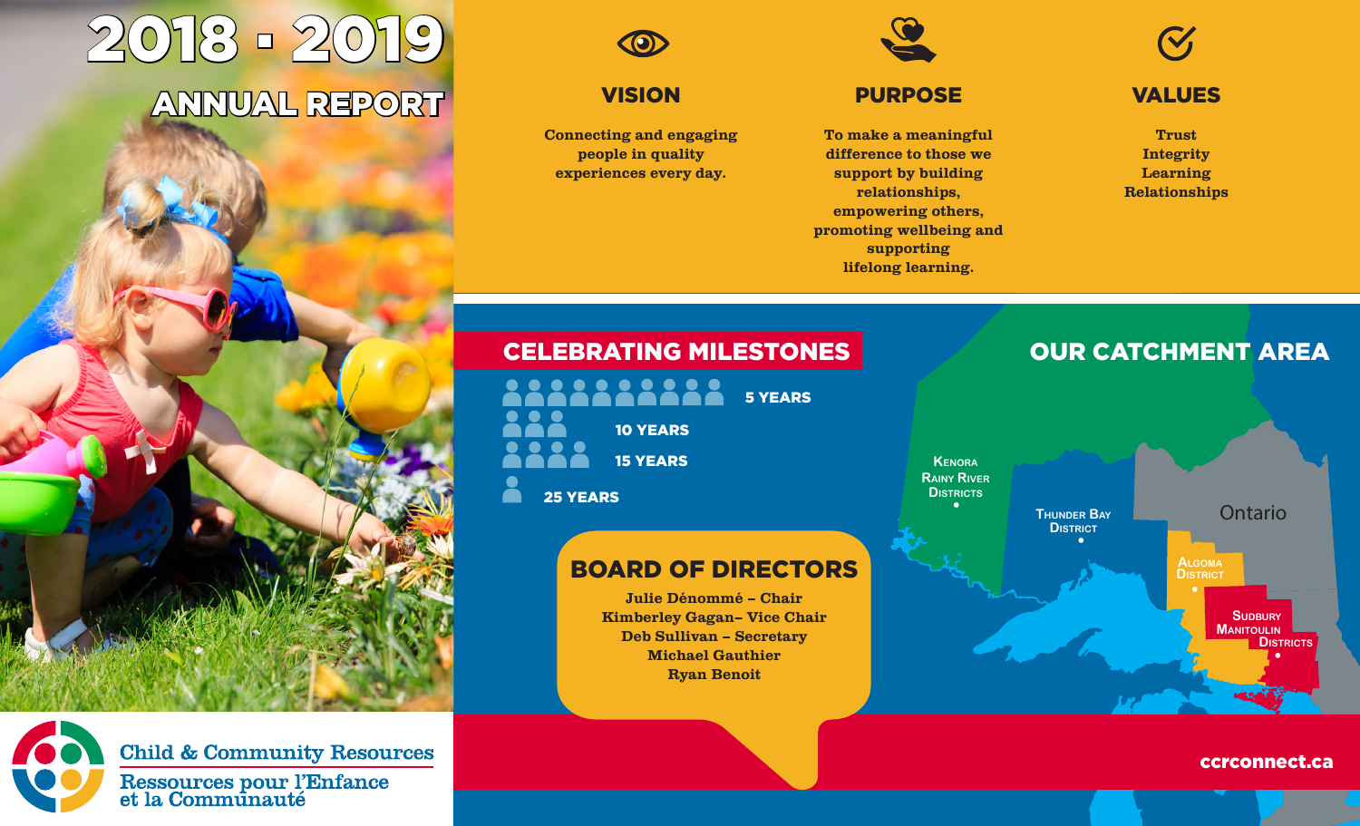# 2018 - 2019 ANNUAL REPORT

## VISION

Connecting and engaging people in quality experiences every day.

## PURPOSE

To make a meaningful difference to those we support by building relationships, empowering others, promoting wellbeing and supporting lifelong learning.

## VALUES

Trust
Integrity
Learning
Relationships

## CELEBRATING MILESTONES

- 5 YEARS (11)
- 10 YEARS (3)
- 15 YEARS (4)
- 25 YEARS (1)

## OUR CATCHMENT AREA

- Kenora Rainy River Districts
- Thunder Bay District
- Algoma District
- Sudbury Manitoulin Districts

Ontario

## BOARD OF DIRECTORS

Julie Dénommé – Chair
Kimberley Gagan– Vice Chair
Deb Sullivan – Secretary
Michael Gauthier
Ryan Benoit

Child & Community Resources
Ressources pour l'Enfance et la Communauté

ccrconnect.ca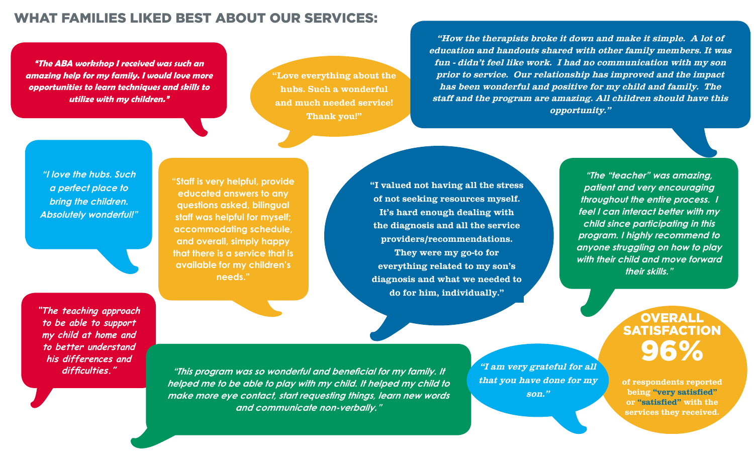## WHAT FAMILIES LIKED BEST ABOUT OUR SERVICES:

*"The ABA workshop I received was such an amazing help for my family. I would love more opportunities to learn techniques and skills to utilize with my children."*

"Love everything about the hubs. Such a wonderful and much needed service! Thank you!"

*"How the therapists broke it down and make it simple. A lot of education and handouts shared with other family members. It was fun - didn't feel like work. I had no communication with my son prior to service. Our relationship has improved and the impact has been wonderful and positive for my child and family. The staff and the program are amazing. All children should have this opportunity."*

*"I love the hubs. Such a perfect place to bring the children. Absolutely wonderful!"*

"Staff is very helpful, provide educated answers to any questions asked, bilingual staff was helpful for myself; accommodating schedule, and overall, simply happy that there is a service that is available for my children's needs."

"I valued not having all the stress of not seeking resources myself. It's hard enough dealing with the diagnosis and all the service providers/recommendations. They were my go-to for everything related to my son's diagnosis and what we needed to do for him, individually."

*"The "teacher" was amazing, patient and very encouraging throughout the entire process. I feel I can interact better with my child since participating in this program. I highly recommend to anyone struggling on how to play with their child and move forward their skills."*

*"The teaching approach to be able to support my child at home and to better understand his differences and difficulties."*

*"This program was so wonderful and beneficial for my family. It helped me to be able to play with my child. It helped my child to make more eye contact, start requesting things, learn new words and communicate non-verbally."*

*"I am very grateful for all that you have done for my son."*

**OVERALL SATISFACTION**

**96%**

of respondents reported being **"very satisfied"** or **"satisfied"** with the services they received.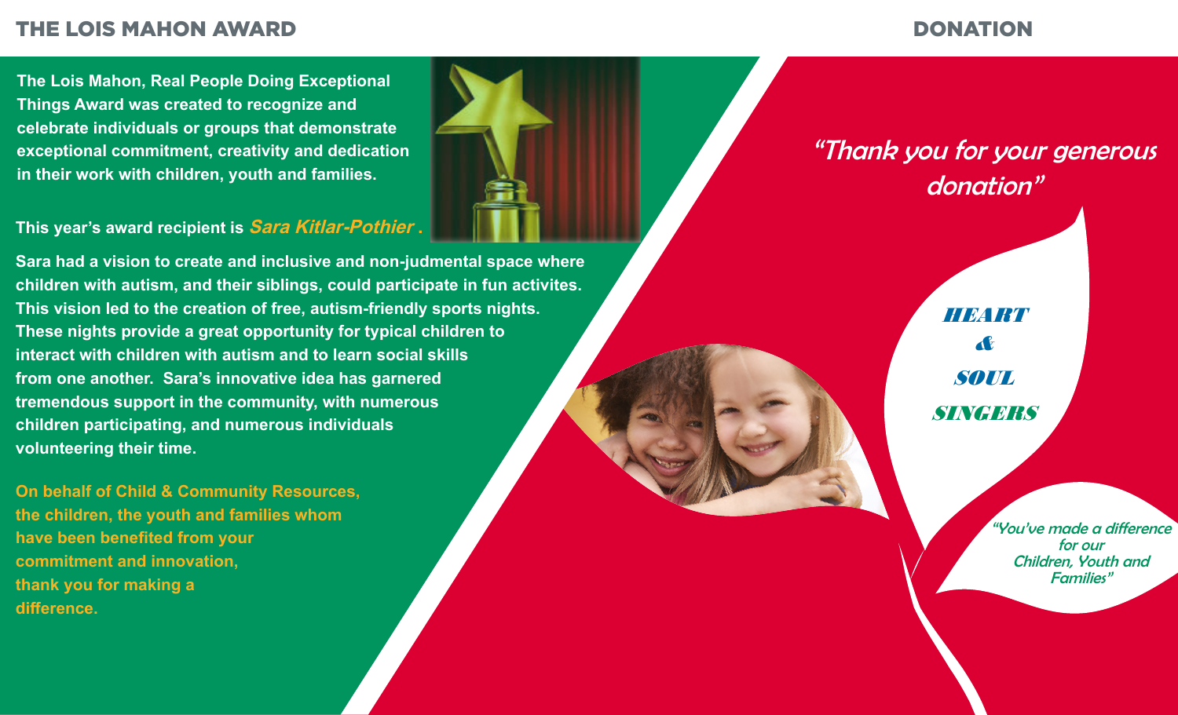## THE LOIS MAHON AWARD

**The Lois Mahon, Real People Doing Exceptional Things Award was created to recognize and celebrate individuals or groups that demonstrate exceptional commitment, creativity and dedication in their work with children, youth and families.**

**This year's award recipient is *Sara Kitlar-Pothier* .**

**Sara had a vision to create and inclusive and non-judmental space where children with autism, and their siblings, could participate in fun activites. This vision led to the creation of free, autism-friendly sports nights. These nights provide a great opportunity for typical children to interact with children with autism and to learn social skills from one another. Sara's innovative idea has garnered tremendous support in the community, with numerous children participating, and numerous individuals volunteering their time.**

**On behalf of Child & Community Resources, the children, the youth and families whom have been benefited from your commitment and innovation, thank you for making a difference.**

## DONATION

*"Thank you for your generous donation"*

***HEART & SOUL SINGERS***

*"You've made a difference for our Children, Youth and Families"*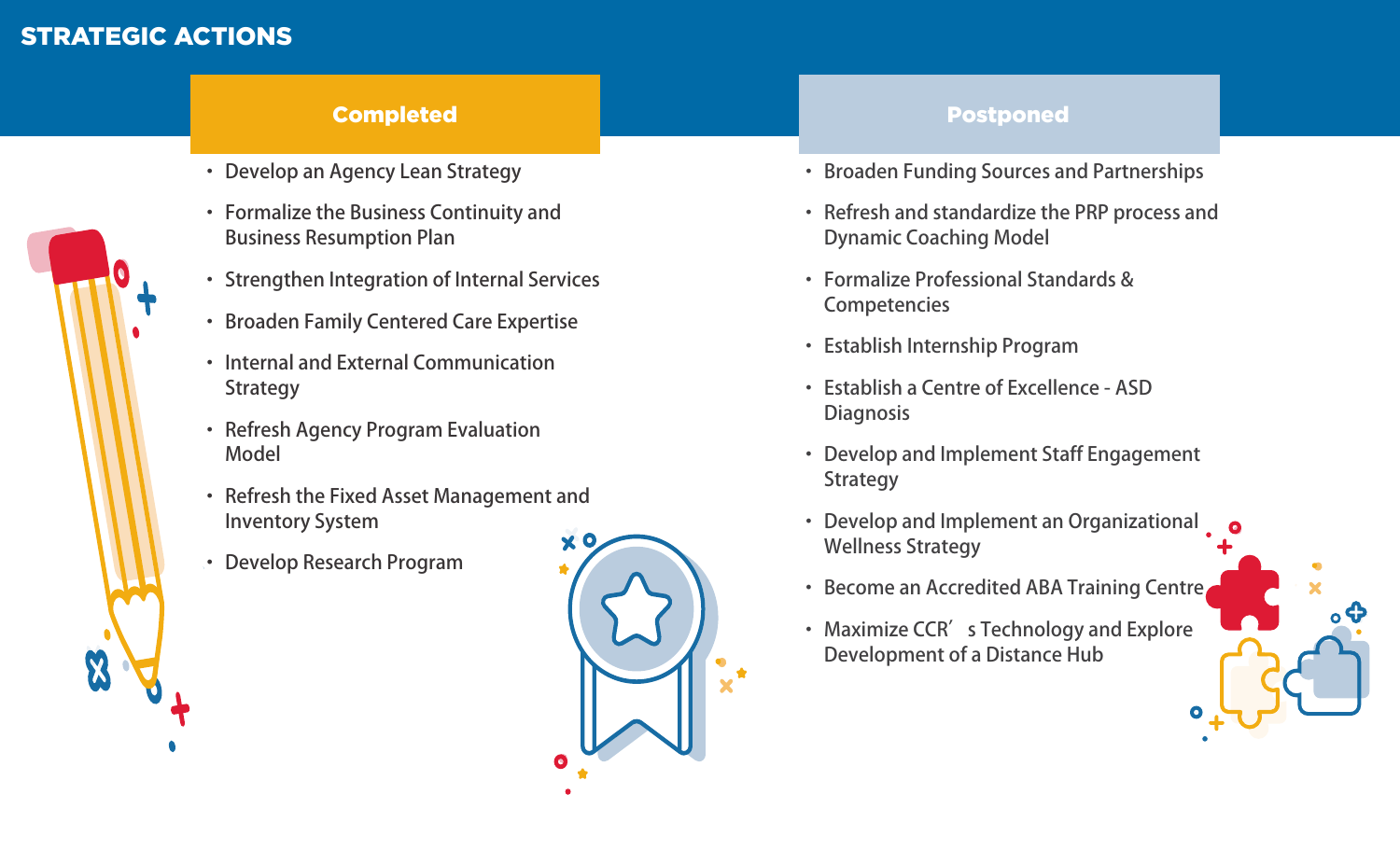# STRATEGIC ACTIONS

## Completed

- Develop an Agency Lean Strategy
- Formalize the Business Continuity and Business Resumption Plan
- Strengthen Integration of Internal Services
- Broaden Family Centered Care Expertise
- Internal and External Communication Strategy
- Refresh Agency Program Evaluation Model
- Refresh the Fixed Asset Management and Inventory System
- Develop Research Program

## Postponed

- Broaden Funding Sources and Partnerships
- Refresh and standardize the PRP process and Dynamic Coaching Model
- Formalize Professional Standards & Competencies
- Establish Internship Program
- Establish a Centre of Excellence - ASD Diagnosis
- Develop and Implement Staff Engagement Strategy
- Develop and Implement an Organizational Wellness Strategy
- Become an Accredited ABA Training Centre
- Maximize CCR's Technology and Explore Development of a Distance Hub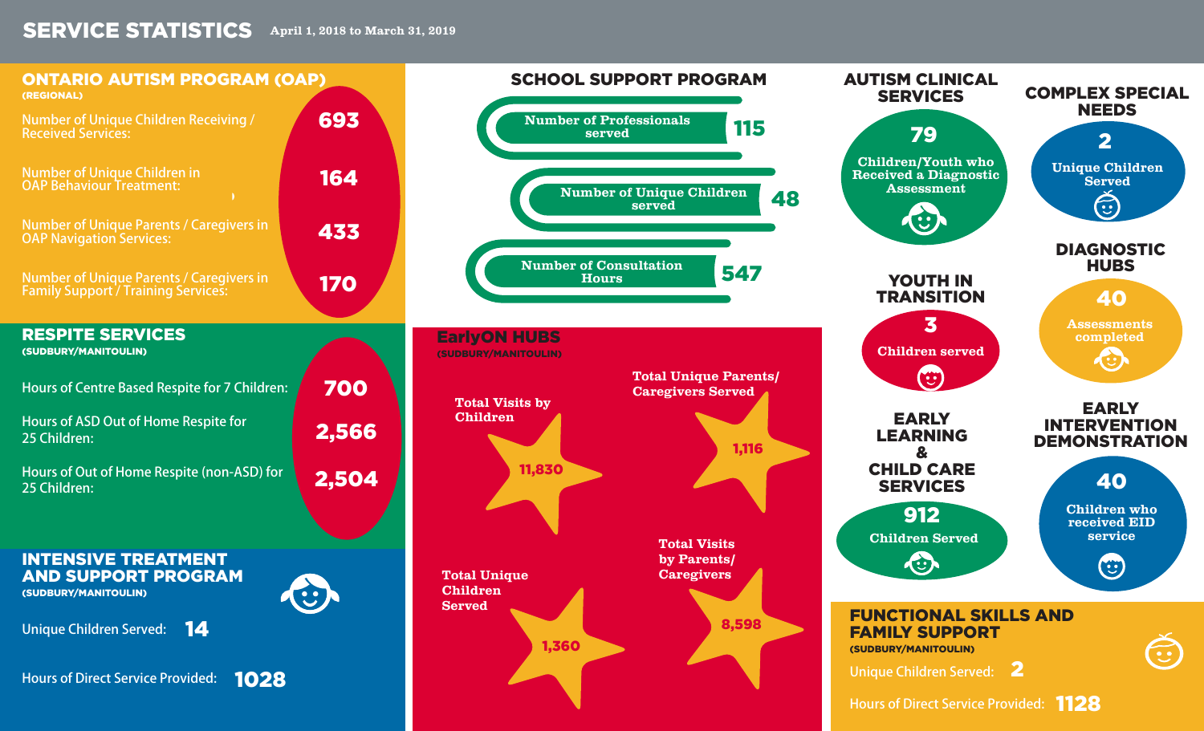# SERVICE STATISTICS

April 1, 2018 to March 31, 2019

## ONTARIO AUTISM PROGRAM (OAP)

(REGIONAL)

- Number of Unique Children Receiving / Received Services: **693**
- Number of Unique Children in OAP Behaviour Treatment: **164**
- Number of Unique Parents / Caregivers in OAP Navigation Services: **433**
- Number of Unique Parents / Caregivers in Family Support / Training Services: **170**

## RESPITE SERVICES

(SUDBURY/MANITOULIN)

- Hours of Centre Based Respite for 7 Children: **700**
- Hours of ASD Out of Home Respite for 25 Children: **2,566**
- Hours of Out of Home Respite (non-ASD) for 25 Children: **2,504**

## INTENSIVE TREATMENT AND SUPPORT PROGRAM

(SUDBURY/MANITOULIN)

- Unique Children Served: **14**
- Hours of Direct Service Provided: **1028**

## SCHOOL SUPPORT PROGRAM

- Number of Professionals served: **115**
- Number of Unique Children served: **48**
- Number of Consultation Hours: **547**

## EarlyON HUBS

(SUDBURY/MANITOULIN)

- Total Visits by Children: **11,830**
- Total Unique Parents/Caregivers Served: **1,116**
- Total Unique Children Served: **1,360**
- Total Visits by Parents/Caregivers: **8,598**

## AUTISM CLINICAL SERVICES

**79** Children/Youth who Received a Diagnostic Assessment

## COMPLEX SPECIAL NEEDS

**2** Unique Children Served

## YOUTH IN TRANSITION

**3** Children served

## DIAGNOSTIC HUBS

**40** Assessments completed

## EARLY LEARNING & CHILD CARE SERVICES

**912** Children Served

## EARLY INTERVENTION DEMONSTRATION

**40** Children who received EID service

## FUNCTIONAL SKILLS AND FAMILY SUPPORT

(SUDBURY/MANITOULIN)

- Unique Children Served: **2**
- Hours of Direct Service Provided: **1128**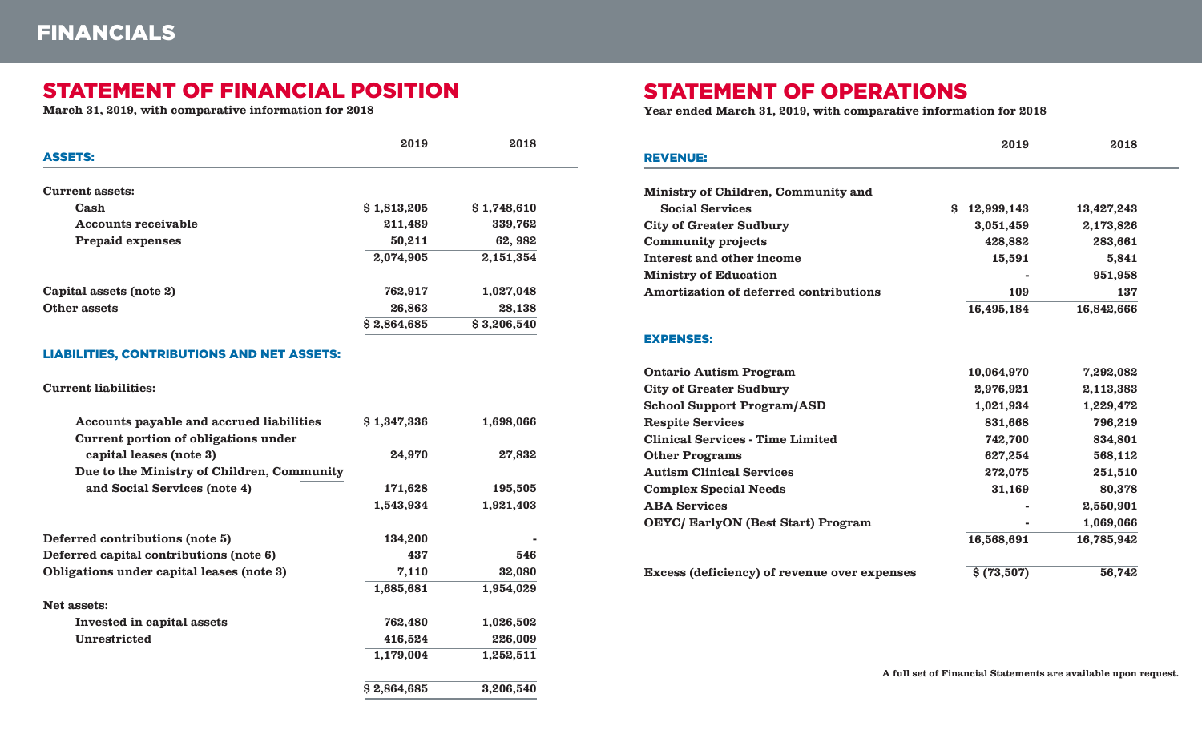# FINANCIALS

## STATEMENT OF FINANCIAL POSITION

**March 31, 2019, with comparative information for 2018**

| | 2019 | 2018 |
|---|---|---|
| **ASSETS:** | | |
| Current assets: | | |
| Cash | $ 1,813,205 | $ 1,748,610 |
| Accounts receivable | 211,489 | 339,762 |
| Prepaid expenses | 50,211 | 62, 982 |
| | 2,074,905 | 2,151,354 |
| Capital assets (note 2) | 762,917 | 1,027,048 |
| Other assets | 26,863 | 28,138 |
| | $ 2,864,685 | $ 3,206,540 |
| **LIABILITIES, CONTRIBUTIONS AND NET ASSETS:** | | |
| Current liabilities: | | |
| Accounts payable and accrued liabilities | $ 1,347,336 | 1,698,066 |
| Current portion of obligations under capital leases (note 3) | 24,970 | 27,832 |
| Due to the Ministry of Children, Community and Social Services (note 4) | 171,628 | 195,505 |
| | 1,543,934 | 1,921,403 |
| Deferred contributions (note 5) | 134,200 | - |
| Deferred capital contributions (note 6) | 437 | 546 |
| Obligations under capital leases (note 3) | 7,110 | 32,080 |
| | 1,685,681 | 1,954,029 |
| Net assets: | | |
| Invested in capital assets | 762,480 | 1,026,502 |
| Unrestricted | 416,524 | 226,009 |
| | 1,179,004 | 1,252,511 |
| | $ 2,864,685 | 3,206,540 |

## STATEMENT OF OPERATIONS

**Year ended March 31, 2019, with comparative information for 2018**

| | 2019 | 2018 |
|---|---|---|
| **REVENUE:** | | |
| Ministry of Children, Community and Social Services | $ 12,999,143 | 13,427,243 |
| City of Greater Sudbury | 3,051,459 | 2,173,826 |
| Community projects | 428,882 | 283,661 |
| Interest and other income | 15,591 | 5,841 |
| Ministry of Education | - | 951,958 |
| Amortization of deferred contributions | 109 | 137 |
| | 16,495,184 | 16,842,666 |
| **EXPENSES:** | | |
| Ontario Autism Program | 10,064,970 | 7,292,082 |
| City of Greater Sudbury | 2,976,921 | 2,113,383 |
| School Support Program/ASD | 1,021,934 | 1,229,472 |
| Respite Services | 831,668 | 796,219 |
| Clinical Services - Time Limited | 742,700 | 834,801 |
| Other Programs | 627,254 | 568,112 |
| Autism Clinical Services | 272,075 | 251,510 |
| Complex Special Needs | 31,169 | 80,378 |
| ABA Services | - | 2,550,901 |
| OEYC/ EarlyON (Best Start) Program | - | 1,069,066 |
| | 16,568,691 | 16,785,942 |
| Excess (deficiency) of revenue over expenses | $ (73,507) | 56,742 |

A full set of Financial Statements are available upon request.